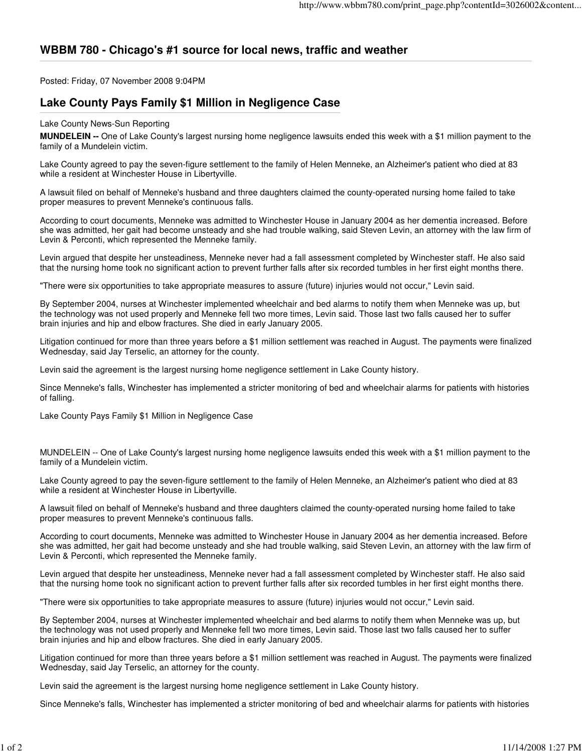# WBBM 780 - Chicago's #1 source for local news, traffic and weather

Posted: Friday, 07 November 2008 9:04PM

## Lake County Pays Family $1 Million in Negligence Case

Lake County News-Sun Reporting

**MUNDELEIN --** One of Lake County's largest nursing home negligence lawsuits ended this week with a $1 million payment to the family of a Mundelein victim.

Lake County agreed to pay the seven-figure settlement to the family of Helen Menneke, an Alzheimer's patient who died at 83 while a resident at Winchester House in Libertyville.

A lawsuit filed on behalf of Menneke's husband and three daughters claimed the county-operated nursing home failed to take proper measures to prevent Menneke's continuous falls.

According to court documents, Menneke was admitted to Winchester House in January 2004 as her dementia increased. Before she was admitted, her gait had become unsteady and she had trouble walking, said Steven Levin, an attorney with the law firm of Levin & Perconti, which represented the Menneke family.

Levin argued that despite her unsteadiness, Menneke never had a fall assessment completed by Winchester staff. He also said that the nursing home took no significant action to prevent further falls after six recorded tumbles in her first eight months there.

"There were six opportunities to take appropriate measures to assure (future) injuries would not occur," Levin said.

By September 2004, nurses at Winchester implemented wheelchair and bed alarms to notify them when Menneke was up, but the technology was not used properly and Menneke fell two more times, Levin said. Those last two falls caused her to suffer brain injuries and hip and elbow fractures. She died in early January 2005.

Litigation continued for more than three years before a $1 million settlement was reached in August. The payments were finalized Wednesday, said Jay Terselic, an attorney for the county.

Levin said the agreement is the largest nursing home negligence settlement in Lake County history.

Since Menneke's falls, Winchester has implemented a stricter monitoring of bed and wheelchair alarms for patients with histories of falling.

Lake County Pays Family $1 Million in Negligence Case

MUNDELEIN -- One of Lake County's largest nursing home negligence lawsuits ended this week with a $1 million payment to the family of a Mundelein victim.

Lake County agreed to pay the seven-figure settlement to the family of Helen Menneke, an Alzheimer's patient who died at 83 while a resident at Winchester House in Libertyville.

A lawsuit filed on behalf of Menneke's husband and three daughters claimed the county-operated nursing home failed to take proper measures to prevent Menneke's continuous falls.

According to court documents, Menneke was admitted to Winchester House in January 2004 as her dementia increased. Before she was admitted, her gait had become unsteady and she had trouble walking, said Steven Levin, an attorney with the law firm of Levin & Perconti, which represented the Menneke family.

Levin argued that despite her unsteadiness, Menneke never had a fall assessment completed by Winchester staff. He also said that the nursing home took no significant action to prevent further falls after six recorded tumbles in her first eight months there.

"There were six opportunities to take appropriate measures to assure (future) injuries would not occur," Levin said.

By September 2004, nurses at Winchester implemented wheelchair and bed alarms to notify them when Menneke was up, but the technology was not used properly and Menneke fell two more times, Levin said. Those last two falls caused her to suffer brain injuries and hip and elbow fractures. She died in early January 2005.

Litigation continued for more than three years before a $1 million settlement was reached in August. The payments were finalized Wednesday, said Jay Terselic, an attorney for the county.

Levin said the agreement is the largest nursing home negligence settlement in Lake County history.

Since Menneke's falls, Winchester has implemented a stricter monitoring of bed and wheelchair alarms for patients with histories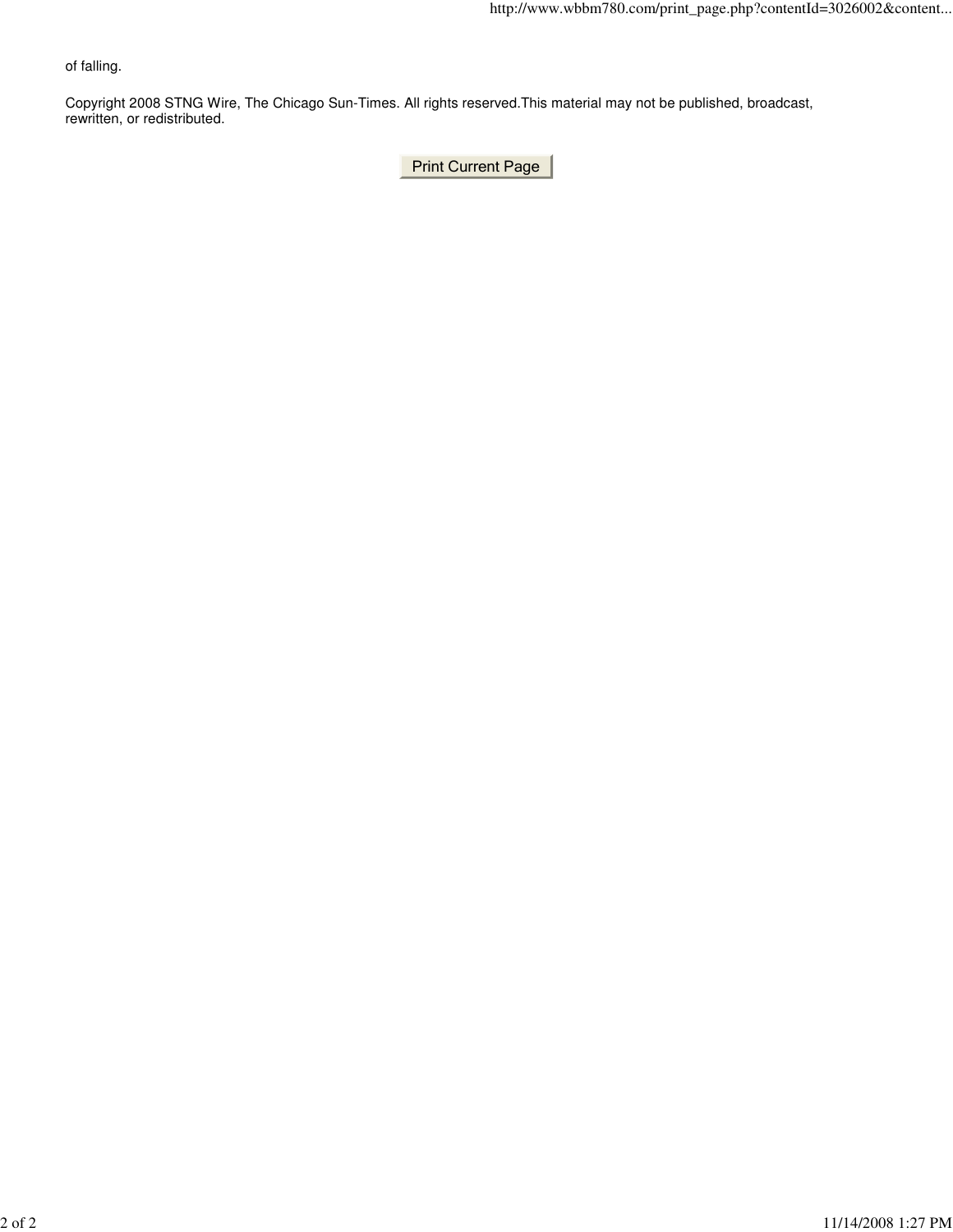of falling.

Copyright 2008 STNG Wire, The Chicago Sun-Times. All rights reserved.This material may not be published, broadcast, rewritten, or redistributed.

Print Current Page